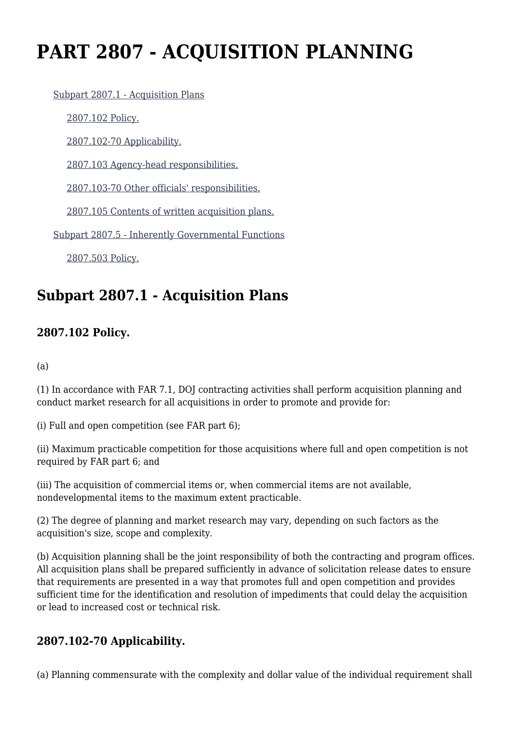# PART 2807 - ACQUISITION PLANNING

Subpart 2807.1 - Acquisition Plans

2807.102 Policy.

2807.102-70 Applicability.

2807.103 Agency-head responsibilities.

2807.103-70 Other officials' responsibilities.

2807.105 Contents of written acquisition plans.

Subpart 2807.5 - Inherently Governmental Functions

2807.503 Policy.

## Subpart 2807.1 - Acquisition Plans

### 2807.102 Policy.

(a)

(1) In accordance with FAR 7.1, DOJ contracting activities shall perform acquisition planning and conduct market research for all acquisitions in order to promote and provide for:

(i) Full and open competition (see FAR part 6);

(ii) Maximum practicable competition for those acquisitions where full and open competition is not required by FAR part 6; and

(iii) The acquisition of commercial items or, when commercial items are not available, nondevelopmental items to the maximum extent practicable.

(2) The degree of planning and market research may vary, depending on such factors as the acquisition's size, scope and complexity.

(b) Acquisition planning shall be the joint responsibility of both the contracting and program offices. All acquisition plans shall be prepared sufficiently in advance of solicitation release dates to ensure that requirements are presented in a way that promotes full and open competition and provides sufficient time for the identification and resolution of impediments that could delay the acquisition or lead to increased cost or technical risk.

### 2807.102-70 Applicability.

(a) Planning commensurate with the complexity and dollar value of the individual requirement shall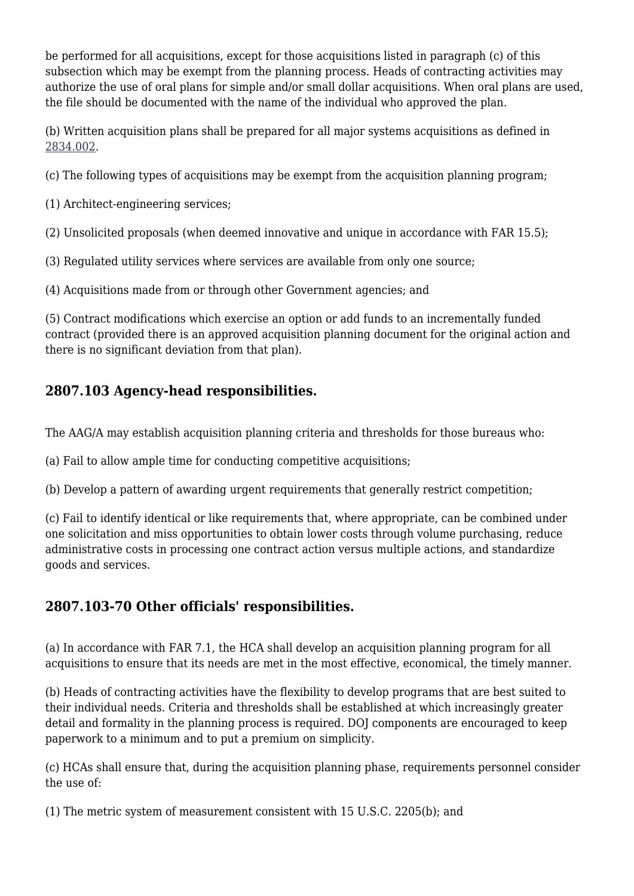be performed for all acquisitions, except for those acquisitions listed in paragraph (c) of this subsection which may be exempt from the planning process. Heads of contracting activities may authorize the use of oral plans for simple and/or small dollar acquisitions. When oral plans are used, the file should be documented with the name of the individual who approved the plan.

(b) Written acquisition plans shall be prepared for all major systems acquisitions as defined in 2834.002.

(c) The following types of acquisitions may be exempt from the acquisition planning program;

(1) Architect-engineering services;

(2) Unsolicited proposals (when deemed innovative and unique in accordance with FAR 15.5);

(3) Regulated utility services where services are available from only one source;

(4) Acquisitions made from or through other Government agencies; and

(5) Contract modifications which exercise an option or add funds to an incrementally funded contract (provided there is an approved acquisition planning document for the original action and there is no significant deviation from that plan).

## 2807.103 Agency-head responsibilities.

The AAG/A may establish acquisition planning criteria and thresholds for those bureaus who:

(a) Fail to allow ample time for conducting competitive acquisitions;

(b) Develop a pattern of awarding urgent requirements that generally restrict competition;

(c) Fail to identify identical or like requirements that, where appropriate, can be combined under one solicitation and miss opportunities to obtain lower costs through volume purchasing, reduce administrative costs in processing one contract action versus multiple actions, and standardize goods and services.

## 2807.103-70 Other officials' responsibilities.

(a) In accordance with FAR 7.1, the HCA shall develop an acquisition planning program for all acquisitions to ensure that its needs are met in the most effective, economical, the timely manner.

(b) Heads of contracting activities have the flexibility to develop programs that are best suited to their individual needs. Criteria and thresholds shall be established at which increasingly greater detail and formality in the planning process is required. DOJ components are encouraged to keep paperwork to a minimum and to put a premium on simplicity.

(c) HCAs shall ensure that, during the acquisition planning phase, requirements personnel consider the use of:

(1) The metric system of measurement consistent with 15 U.S.C. 2205(b); and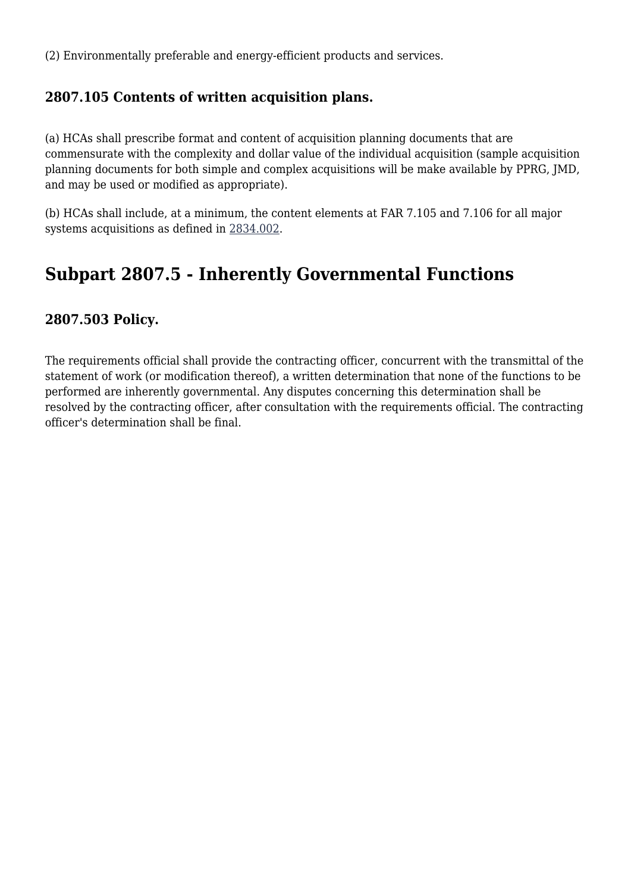(2) Environmentally preferable and energy-efficient products and services.

### 2807.105 Contents of written acquisition plans.

(a) HCAs shall prescribe format and content of acquisition planning documents that are commensurate with the complexity and dollar value of the individual acquisition (sample acquisition planning documents for both simple and complex acquisitions will be make available by PPRG, JMD, and may be used or modified as appropriate).

(b) HCAs shall include, at a minimum, the content elements at FAR 7.105 and 7.106 for all major systems acquisitions as defined in 2834.002.

## Subpart 2807.5 - Inherently Governmental Functions

### 2807.503 Policy.

The requirements official shall provide the contracting officer, concurrent with the transmittal of the statement of work (or modification thereof), a written determination that none of the functions to be performed are inherently governmental. Any disputes concerning this determination shall be resolved by the contracting officer, after consultation with the requirements official. The contracting officer's determination shall be final.